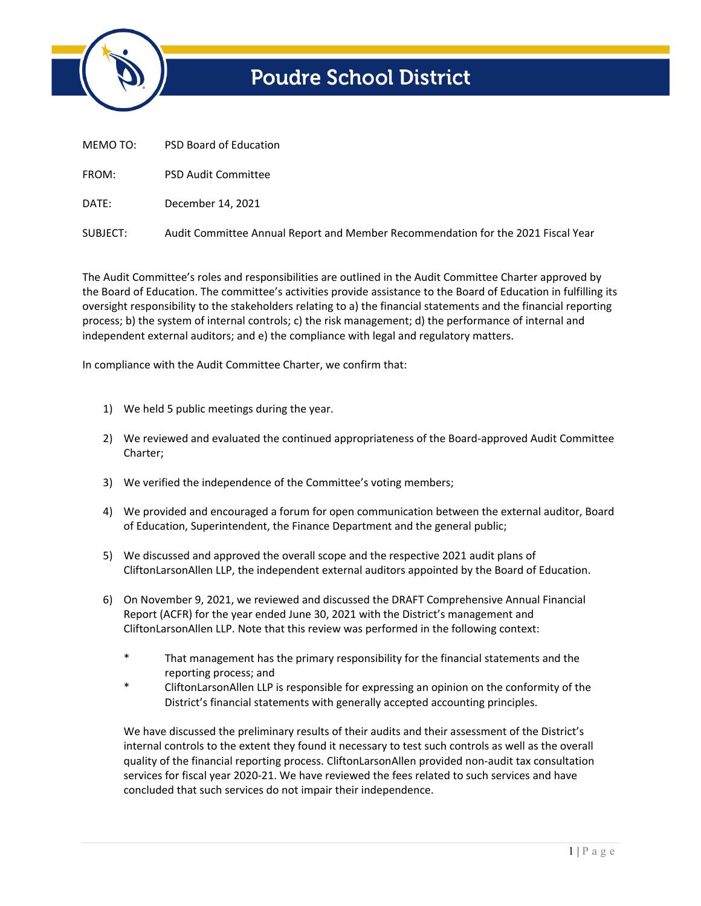# Poudre School District

MEMO TO: PSD Board of Education

FROM: PSD Audit Committee

DATE: December 14, 2021

SUBJECT: Audit Committee Annual Report and Member Recommendation for the 2021 Fiscal Year

The Audit Committee's roles and responsibilities are outlined in the Audit Committee Charter approved by the Board of Education. The committee's activities provide assistance to the Board of Education in fulfilling its oversight responsibility to the stakeholders relating to a) the financial statements and the financial reporting process; b) the system of internal controls; c) the risk management; d) the performance of internal and independent external auditors; and e) the compliance with legal and regulatory matters.

In compliance with the Audit Committee Charter, we confirm that:

1) We held 5 public meetings during the year.

2) We reviewed and evaluated the continued appropriateness of the Board-approved Audit Committee Charter;

3) We verified the independence of the Committee's voting members;

4) We provided and encouraged a forum for open communication between the external auditor, Board of Education, Superintendent, the Finance Department and the general public;

5) We discussed and approved the overall scope and the respective 2021 audit plans of CliftonLarsonAllen LLP, the independent external auditors appointed by the Board of Education.

6) On November 9, 2021, we reviewed and discussed the DRAFT Comprehensive Annual Financial Report (ACFR) for the year ended June 30, 2021 with the District's management and CliftonLarsonAllen LLP. Note that this review was performed in the following context:

   * That management has the primary responsibility for the financial statements and the reporting process; and
   * CliftonLarsonAllen LLP is responsible for expressing an opinion on the conformity of the District's financial statements with generally accepted accounting principles.

   We have discussed the preliminary results of their audits and their assessment of the District's internal controls to the extent they found it necessary to test such controls as well as the overall quality of the financial reporting process. CliftonLarsonAllen provided non-audit tax consultation services for fiscal year 2020-21. We have reviewed the fees related to such services and have concluded that such services do not impair their independence.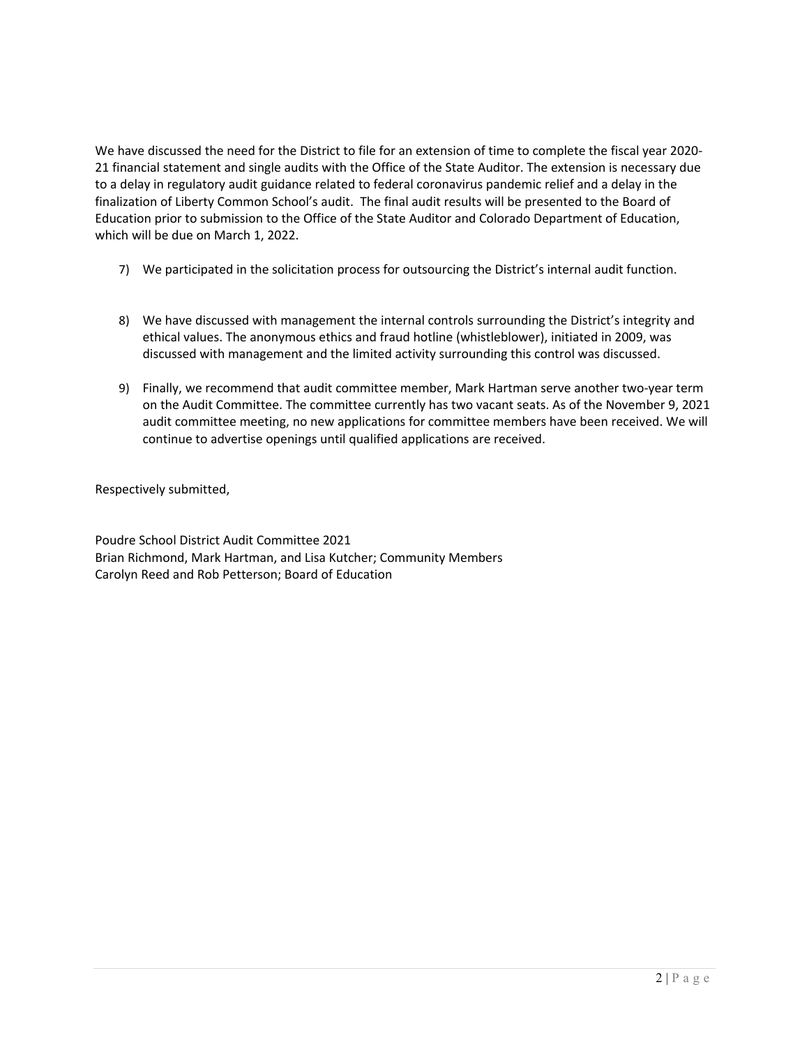We have discussed the need for the District to file for an extension of time to complete the fiscal year 2020-21 financial statement and single audits with the Office of the State Auditor. The extension is necessary due to a delay in regulatory audit guidance related to federal coronavirus pandemic relief and a delay in the finalization of Liberty Common School's audit. The final audit results will be presented to the Board of Education prior to submission to the Office of the State Auditor and Colorado Department of Education, which will be due on March 1, 2022.

7) We participated in the solicitation process for outsourcing the District's internal audit function.

8) We have discussed with management the internal controls surrounding the District's integrity and ethical values. The anonymous ethics and fraud hotline (whistleblower), initiated in 2009, was discussed with management and the limited activity surrounding this control was discussed.

9) Finally, we recommend that audit committee member, Mark Hartman serve another two-year term on the Audit Committee. The committee currently has two vacant seats. As of the November 9, 2021 audit committee meeting, no new applications for committee members have been received. We will continue to advertise openings until qualified applications are received.

Respectively submitted,

Poudre School District Audit Committee 2021
Brian Richmond, Mark Hartman, and Lisa Kutcher; Community Members
Carolyn Reed and Rob Petterson; Board of Education